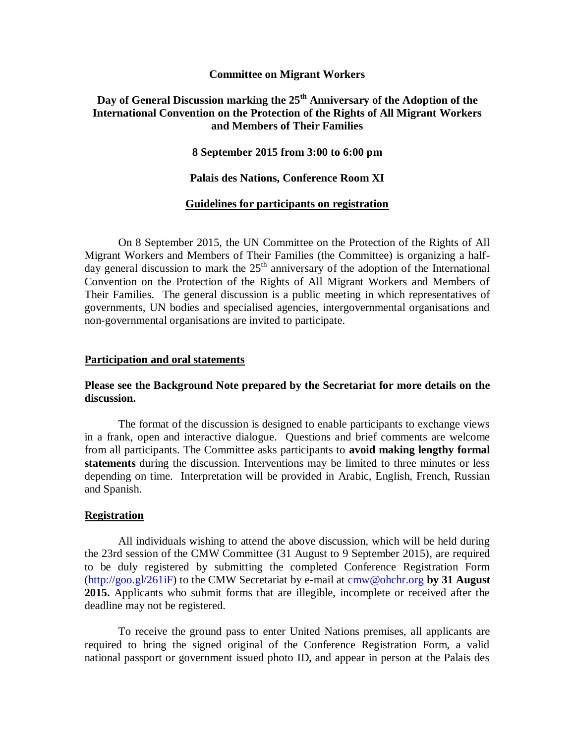**Committee on Migrant Workers**

# Day of General Discussion marking the 25th Anniversary of the Adoption of the International Convention on the Protection of the Rights of All Migrant Workers and Members of Their Families

**8 September 2015 from 3:00 to 6:00 pm**

**Palais des Nations, Conference Room XI**

## Guidelines for participants on registration

On 8 September 2015, the UN Committee on the Protection of the Rights of All Migrant Workers and Members of Their Families (the Committee) is organizing a half-day general discussion to mark the 25th anniversary of the adoption of the International Convention on the Protection of the Rights of All Migrant Workers and Members of Their Families. The general discussion is a public meeting in which representatives of governments, UN bodies and specialised agencies, intergovernmental organisations and non-governmental organisations are invited to participate.

### Participation and oral statements

**Please see the Background Note prepared by the Secretariat for more details on the discussion.**

The format of the discussion is designed to enable participants to exchange views in a frank, open and interactive dialogue. Questions and brief comments are welcome from all participants. The Committee asks participants to **avoid making lengthy formal statements** during the discussion. Interventions may be limited to three minutes or less depending on time. Interpretation will be provided in Arabic, English, French, Russian and Spanish.

### Registration

All individuals wishing to attend the above discussion, which will be held during the 23rd session of the CMW Committee (31 August to 9 September 2015), are required to be duly registered by submitting the completed Conference Registration Form (http://goo.gl/261iF) to the CMW Secretariat by e-mail at cmw@ohchr.org **by 31 August 2015.** Applicants who submit forms that are illegible, incomplete or received after the deadline may not be registered.

To receive the ground pass to enter United Nations premises, all applicants are required to bring the signed original of the Conference Registration Form, a valid national passport or government issued photo ID, and appear in person at the Palais des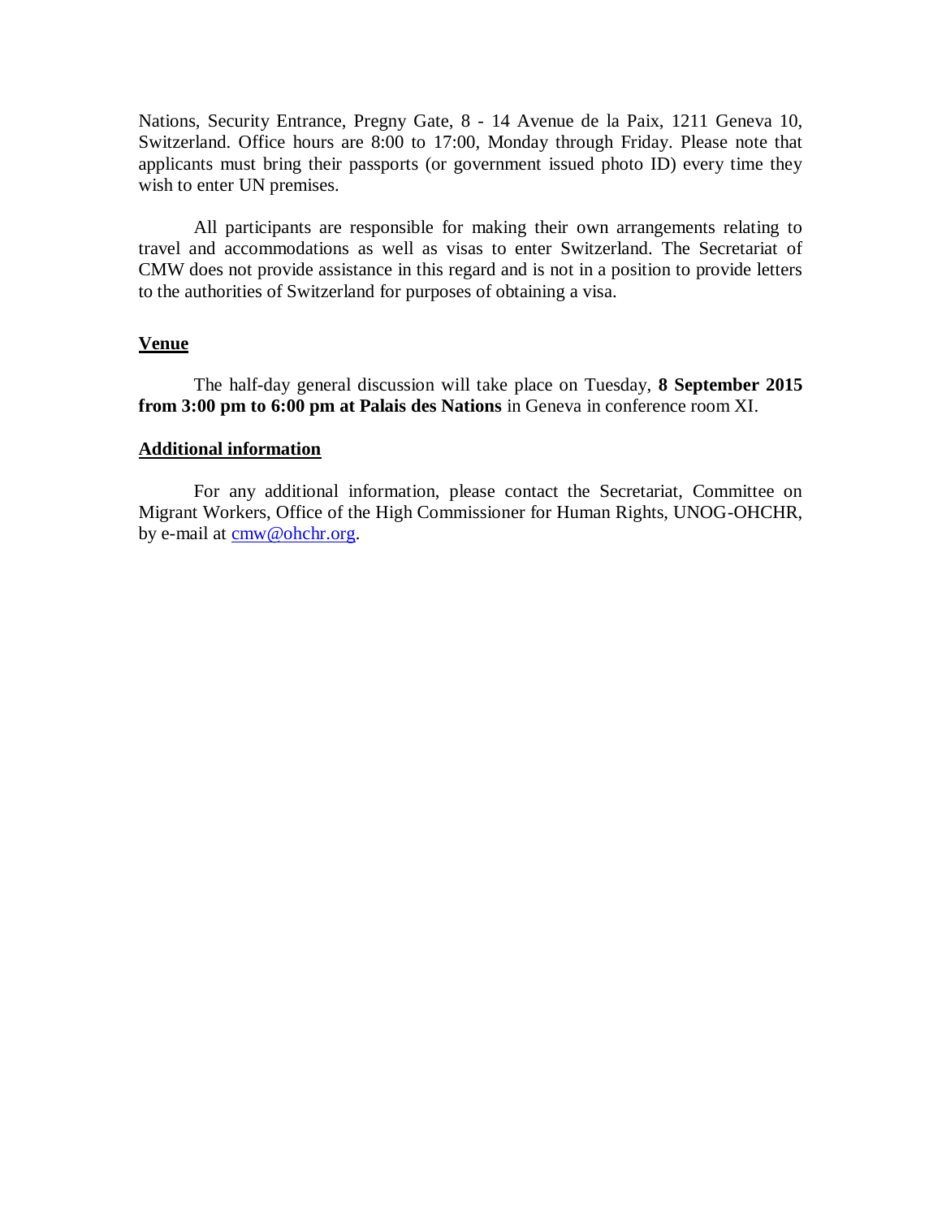Nations, Security Entrance, Pregny Gate, 8 - 14 Avenue de la Paix, 1211 Geneva 10, Switzerland. Office hours are 8:00 to 17:00, Monday through Friday. Please note that applicants must bring their passports (or government issued photo ID) every time they wish to enter UN premises.

All participants are responsible for making their own arrangements relating to travel and accommodations as well as visas to enter Switzerland. The Secretariat of CMW does not provide assistance in this regard and is not in a position to provide letters to the authorities of Switzerland for purposes of obtaining a visa.

## Venue

The half-day general discussion will take place on Tuesday, **8 September 2015 from 3:00 pm to 6:00 pm at Palais des Nations** in Geneva in conference room XI.

## Additional information

For any additional information, please contact the Secretariat, Committee on Migrant Workers, Office of the High Commissioner for Human Rights, UNOG-OHCHR, by e-mail at cmw@ohchr.org.